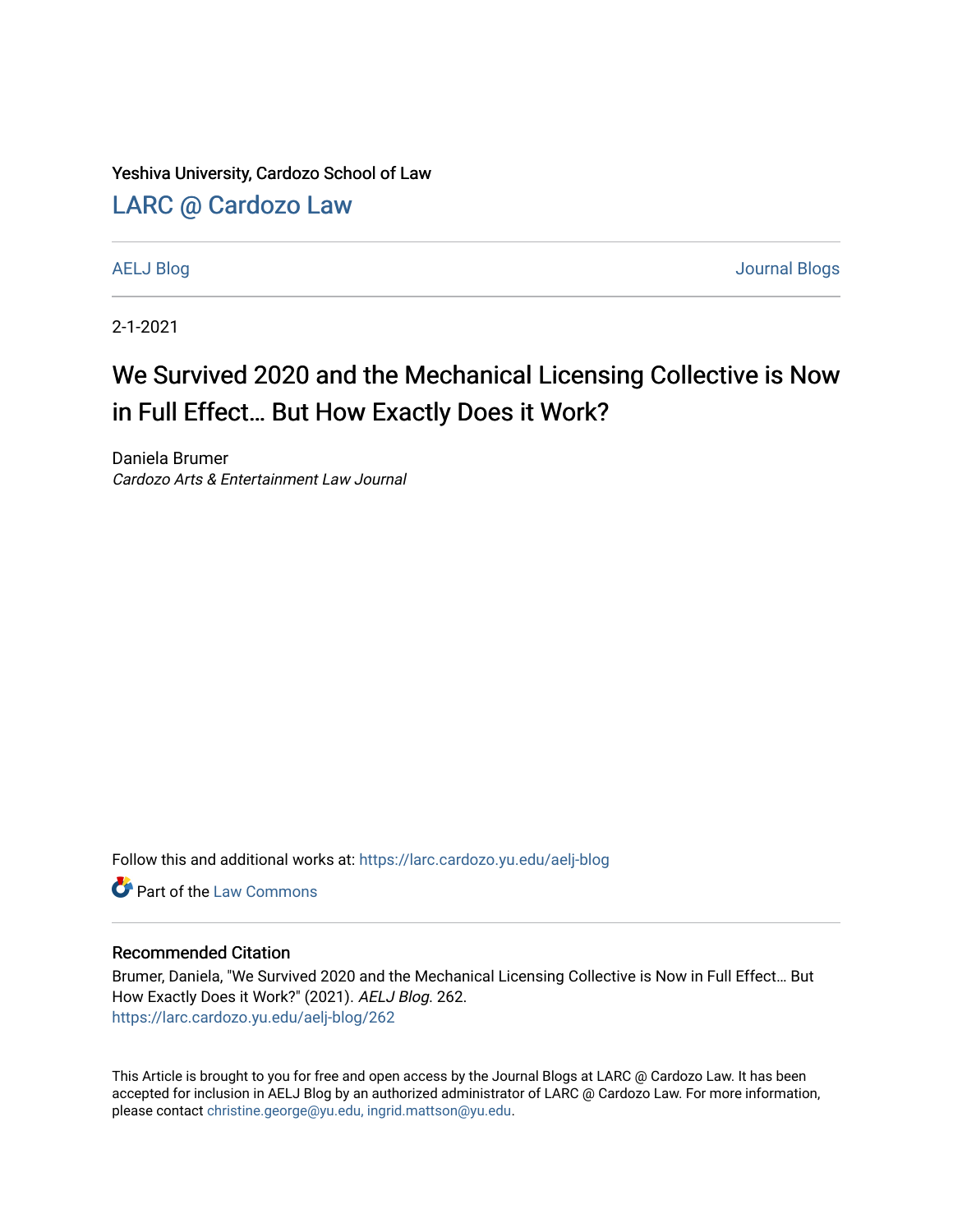Yeshiva University, Cardozo School of Law

# LARC @ Cardozo Law

AELJ Blog | Journal Blogs

2-1-2021

# We Survived 2020 and the Mechanical Licensing Collective is Now in Full Effect… But How Exactly Does it Work?

Daniela Brumer
*Cardozo Arts & Entertainment Law Journal*

Follow this and additional works at: https://larc.cardozo.yu.edu/aelj-blog

Part of the Law Commons

## Recommended Citation

Brumer, Daniela, "We Survived 2020 and the Mechanical Licensing Collective is Now in Full Effect… But How Exactly Does it Work?" (2021). *AELJ Blog*. 262.
https://larc.cardozo.yu.edu/aelj-blog/262

This Article is brought to you for free and open access by the Journal Blogs at LARC @ Cardozo Law. It has been accepted for inclusion in AELJ Blog by an authorized administrator of LARC @ Cardozo Law. For more information, please contact christine.george@yu.edu, ingrid.mattson@yu.edu.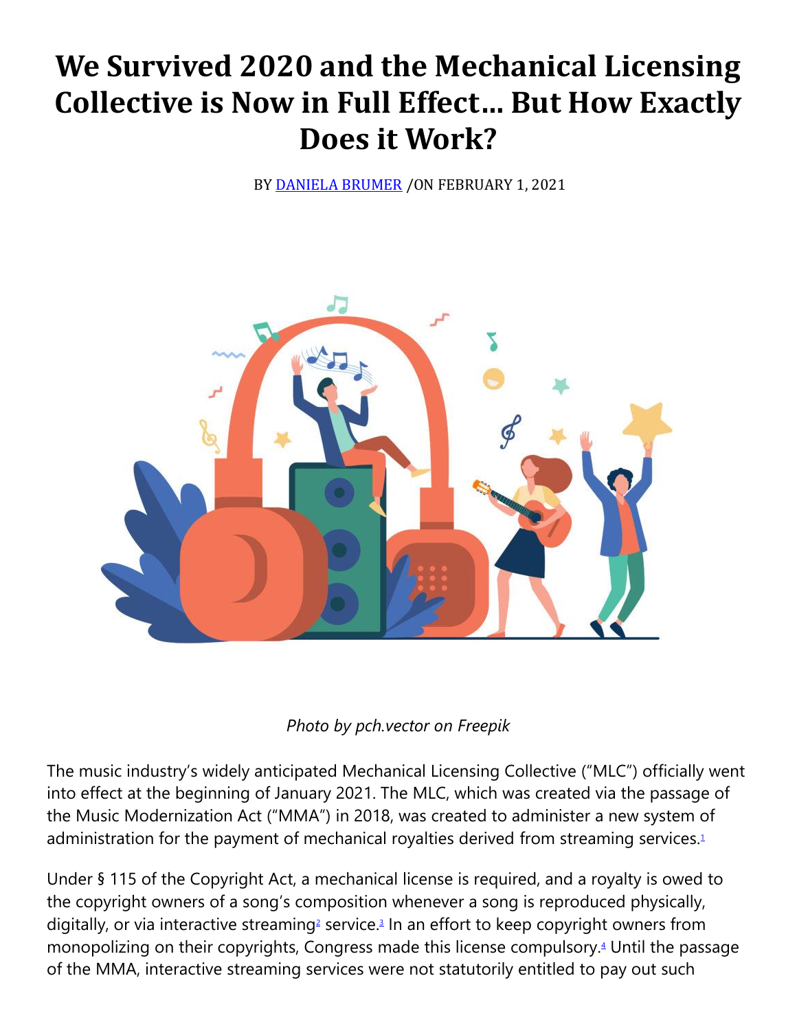# We Survived 2020 and the Mechanical Licensing Collective is Now in Full Effect… But How Exactly Does it Work?

BY DANIELA BRUMER /ON FEBRUARY 1, 2021

*Photo by pch.vector on Freepik*

The music industry's widely anticipated Mechanical Licensing Collective ("MLC") officially went into effect at the beginning of January 2021. The MLC, which was created via the passage of the Music Modernization Act ("MMA") in 2018, was created to administer a new system of administration for the payment of mechanical royalties derived from streaming services.[1]

Under § 115 of the Copyright Act, a mechanical license is required, and a royalty is owed to the copyright owners of a song's composition whenever a song is reproduced physically, digitally, or via interactive streaming[2] service.[3] In an effort to keep copyright owners from monopolizing on their copyrights, Congress made this license compulsory.[4] Until the passage of the MMA, interactive streaming services were not statutorily entitled to pay out such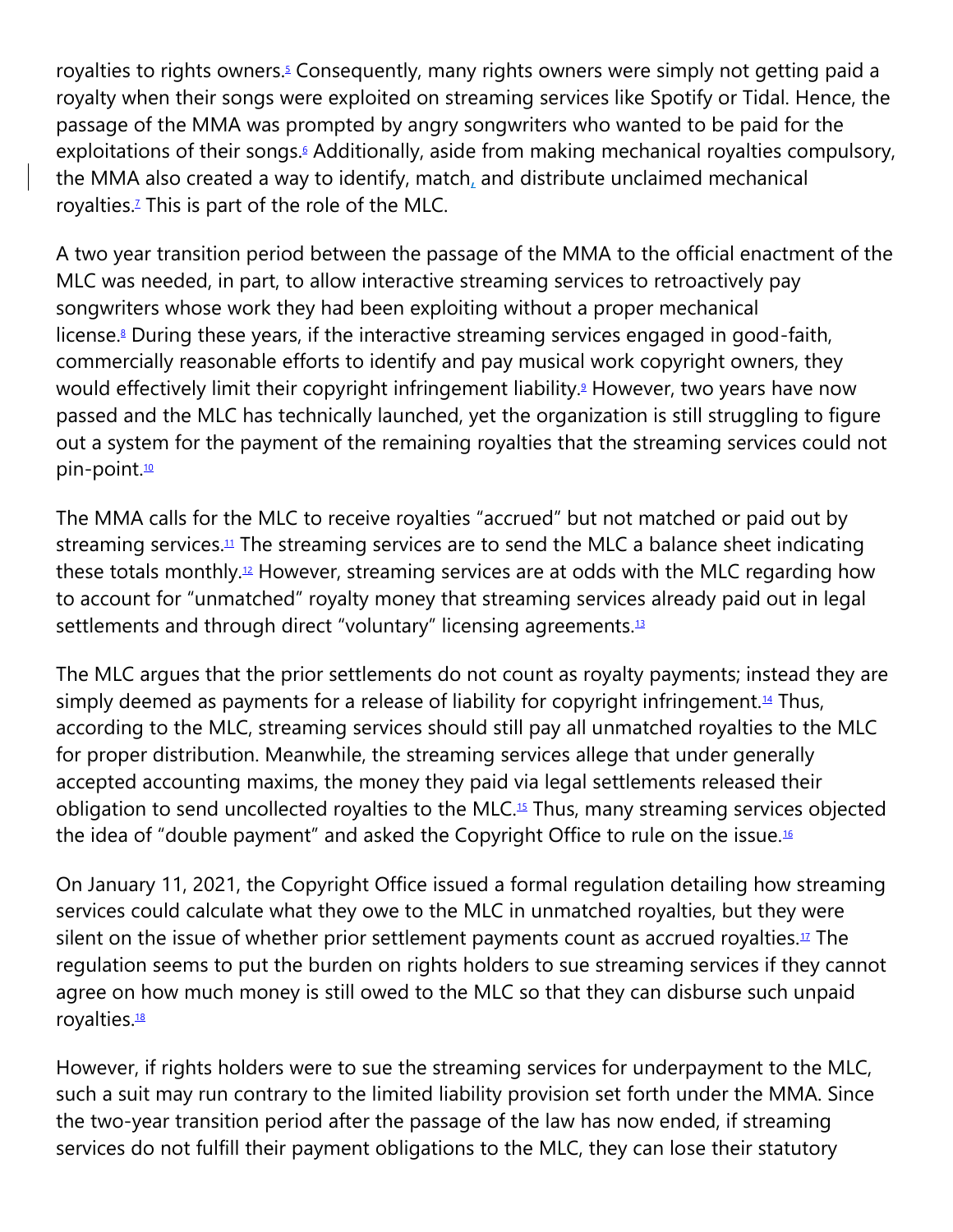royalties to rights owners.[5] Consequently, many rights owners were simply not getting paid a royalty when their songs were exploited on streaming services like Spotify or Tidal. Hence, the passage of the MMA was prompted by angry songwriters who wanted to be paid for the exploitations of their songs.[6] Additionally, aside from making mechanical royalties compulsory, the MMA also created a way to identify, match, and distribute unclaimed mechanical royalties.[7] This is part of the role of the MLC.

A two year transition period between the passage of the MMA to the official enactment of the MLC was needed, in part, to allow interactive streaming services to retroactively pay songwriters whose work they had been exploiting without a proper mechanical license.[8] During these years, if the interactive streaming services engaged in good-faith, commercially reasonable efforts to identify and pay musical work copyright owners, they would effectively limit their copyright infringement liability.[9] However, two years have now passed and the MLC has technically launched, yet the organization is still struggling to figure out a system for the payment of the remaining royalties that the streaming services could not pin-point.[10]

The MMA calls for the MLC to receive royalties "accrued" but not matched or paid out by streaming services.[11] The streaming services are to send the MLC a balance sheet indicating these totals monthly.[12] However, streaming services are at odds with the MLC regarding how to account for "unmatched" royalty money that streaming services already paid out in legal settlements and through direct "voluntary" licensing agreements.[13]

The MLC argues that the prior settlements do not count as royalty payments; instead they are simply deemed as payments for a release of liability for copyright infringement.[14] Thus, according to the MLC, streaming services should still pay all unmatched royalties to the MLC for proper distribution. Meanwhile, the streaming services allege that under generally accepted accounting maxims, the money they paid via legal settlements released their obligation to send uncollected royalties to the MLC.[15] Thus, many streaming services objected the idea of "double payment" and asked the Copyright Office to rule on the issue.[16]

On January 11, 2021, the Copyright Office issued a formal regulation detailing how streaming services could calculate what they owe to the MLC in unmatched royalties, but they were silent on the issue of whether prior settlement payments count as accrued royalties.[17] The regulation seems to put the burden on rights holders to sue streaming services if they cannot agree on how much money is still owed to the MLC so that they can disburse such unpaid royalties.[18]

However, if rights holders were to sue the streaming services for underpayment to the MLC, such a suit may run contrary to the limited liability provision set forth under the MMA. Since the two-year transition period after the passage of the law has now ended, if streaming services do not fulfill their payment obligations to the MLC, they can lose their statutory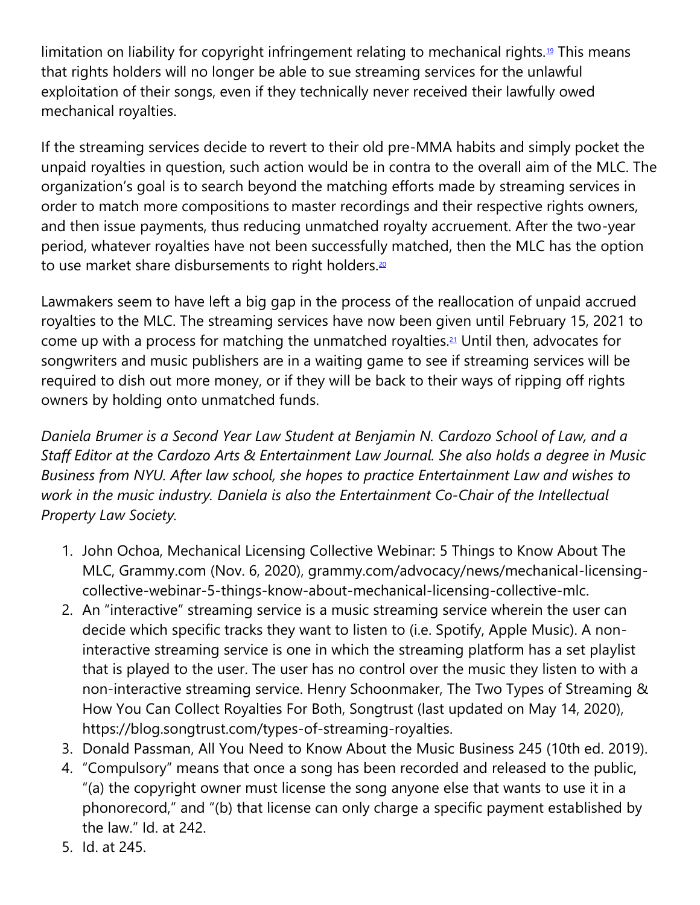limitation on liability for copyright infringement relating to mechanical rights.[19] This means that rights holders will no longer be able to sue streaming services for the unlawful exploitation of their songs, even if they technically never received their lawfully owed mechanical royalties.

If the streaming services decide to revert to their old pre-MMA habits and simply pocket the unpaid royalties in question, such action would be in contra to the overall aim of the MLC. The organization's goal is to search beyond the matching efforts made by streaming services in order to match more compositions to master recordings and their respective rights owners, and then issue payments, thus reducing unmatched royalty accruement. After the two-year period, whatever royalties have not been successfully matched, then the MLC has the option to use market share disbursements to right holders.[20]

Lawmakers seem to have left a big gap in the process of the reallocation of unpaid accrued royalties to the MLC. The streaming services have now been given until February 15, 2021 to come up with a process for matching the unmatched royalties.[21] Until then, advocates for songwriters and music publishers are in a waiting game to see if streaming services will be required to dish out more money, or if they will be back to their ways of ripping off rights owners by holding onto unmatched funds.

*Daniela Brumer is a Second Year Law Student at Benjamin N. Cardozo School of Law, and a Staff Editor at the Cardozo Arts & Entertainment Law Journal. She also holds a degree in Music Business from NYU. After law school, she hopes to practice Entertainment Law and wishes to work in the music industry. Daniela is also the Entertainment Co-Chair of the Intellectual Property Law Society.*

1. John Ochoa, Mechanical Licensing Collective Webinar: 5 Things to Know About The MLC, Grammy.com (Nov. 6, 2020), grammy.com/advocacy/news/mechanical-licensing-collective-webinar-5-things-know-about-mechanical-licensing-collective-mlc.
2. An "interactive" streaming service is a music streaming service wherein the user can decide which specific tracks they want to listen to (i.e. Spotify, Apple Music). A non-interactive streaming service is one in which the streaming platform has a set playlist that is played to the user. The user has no control over the music they listen to with a non-interactive streaming service. Henry Schoonmaker, The Two Types of Streaming & How You Can Collect Royalties For Both, Songtrust (last updated on May 14, 2020), https://blog.songtrust.com/types-of-streaming-royalties.
3. Donald Passman, All You Need to Know About the Music Business 245 (10th ed. 2019).
4. "Compulsory" means that once a song has been recorded and released to the public, "(a) the copyright owner must license the song anyone else that wants to use it in a phonorecord," and "(b) that license can only charge a specific payment established by the law." Id. at 242.
5. Id. at 245.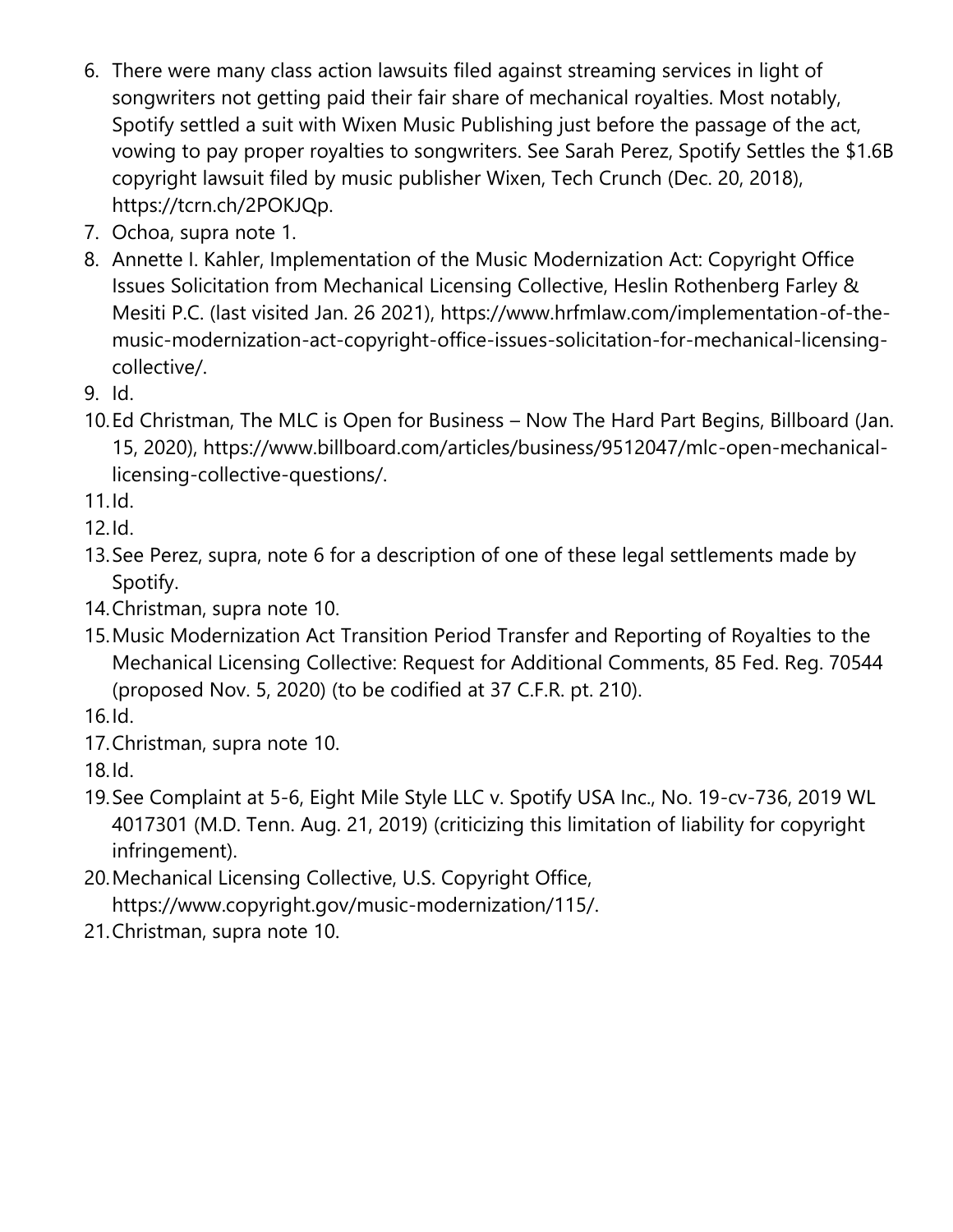6. There were many class action lawsuits filed against streaming services in light of songwriters not getting paid their fair share of mechanical royalties. Most notably, Spotify settled a suit with Wixen Music Publishing just before the passage of the act, vowing to pay proper royalties to songwriters. See Sarah Perez, Spotify Settles the $1.6B copyright lawsuit filed by music publisher Wixen, Tech Crunch (Dec. 20, 2018), https://tcrn.ch/2POKJQp.
7. Ochoa, supra note 1.
8. Annette I. Kahler, Implementation of the Music Modernization Act: Copyright Office Issues Solicitation from Mechanical Licensing Collective, Heslin Rothenberg Farley & Mesiti P.C. (last visited Jan. 26 2021), https://www.hrfmlaw.com/implementation-of-the-music-modernization-act-copyright-office-issues-solicitation-for-mechanical-licensing-collective/.
9. Id.
10. Ed Christman, The MLC is Open for Business – Now The Hard Part Begins, Billboard (Jan. 15, 2020), https://www.billboard.com/articles/business/9512047/mlc-open-mechanical-licensing-collective-questions/.
11. Id.
12. Id.
13. See Perez, supra, note 6 for a description of one of these legal settlements made by Spotify.
14. Christman, supra note 10.
15. Music Modernization Act Transition Period Transfer and Reporting of Royalties to the Mechanical Licensing Collective: Request for Additional Comments, 85 Fed. Reg. 70544 (proposed Nov. 5, 2020) (to be codified at 37 C.F.R. pt. 210).
16. Id.
17. Christman, supra note 10.
18. Id.
19. See Complaint at 5-6, Eight Mile Style LLC v. Spotify USA Inc., No. 19-cv-736, 2019 WL 4017301 (M.D. Tenn. Aug. 21, 2019) (criticizing this limitation of liability for copyright infringement).
20. Mechanical Licensing Collective, U.S. Copyright Office, https://www.copyright.gov/music-modernization/115/.
21. Christman, supra note 10.